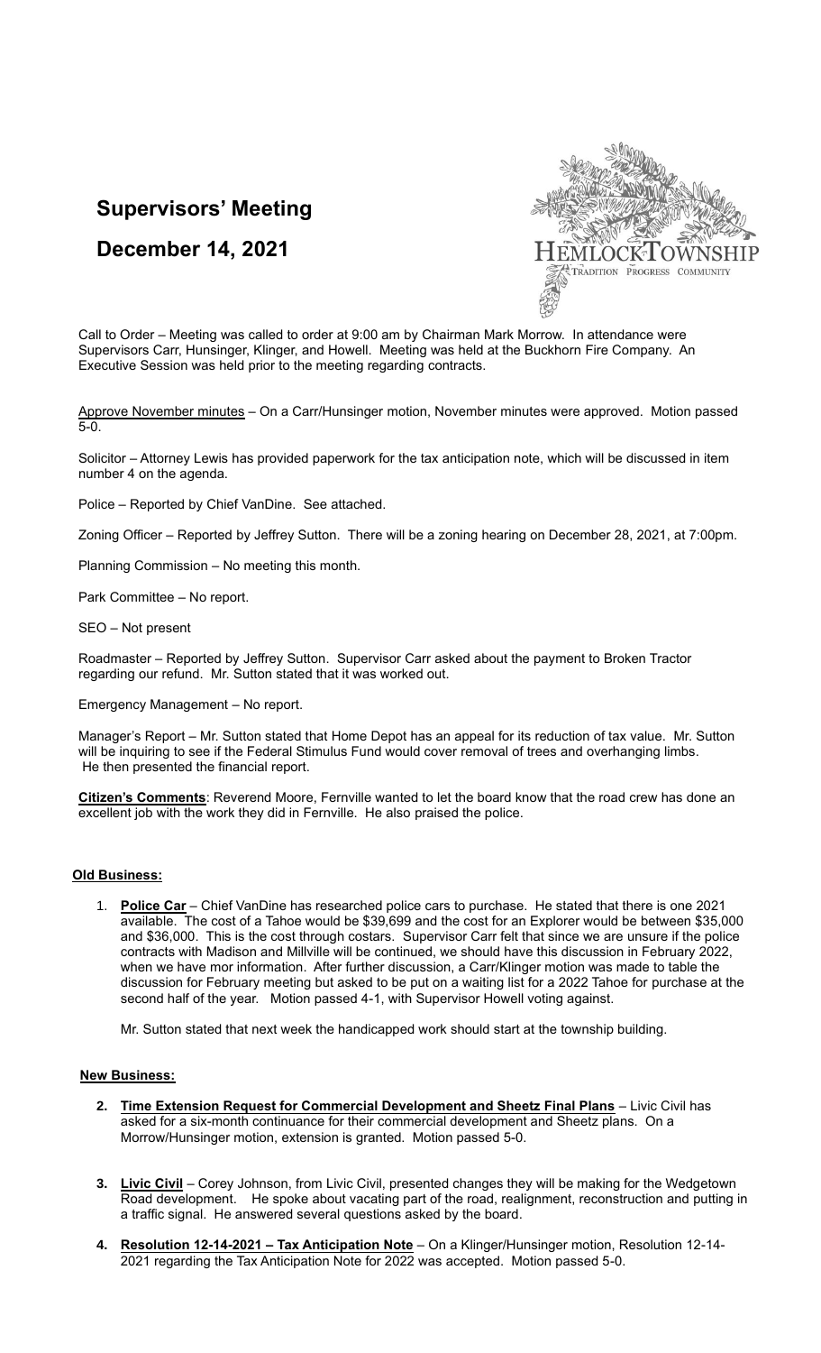# Supervisors' Meeting

## December 14, 2021

Call to Order – Meeting was called to order at 9:00 am by Chairman Mark Morrow. In attendance were Supervisors Carr, Hunsinger, Klinger, and Howell. Meeting was held at the Buckhorn Fire Company. An Executive Session was held prior to the meeting regarding contracts.

Approve November minutes – On a Carr/Hunsinger motion, November minutes were approved. Motion passed 5-0.

Solicitor – Attorney Lewis has provided paperwork for the tax anticipation note, which will be discussed in item number 4 on the agenda.

Police – Reported by Chief VanDine. See attached.

Zoning Officer – Reported by Jeffrey Sutton. There will be a zoning hearing on December 28, 2021, at 7:00pm.

Planning Commission – No meeting this month.

Park Committee – No report.

SEO – Not present

Roadmaster – Reported by Jeffrey Sutton. Supervisor Carr asked about the payment to Broken Tractor regarding our refund. Mr. Sutton stated that it was worked out.

Emergency Management – No report.

Manager's Report – Mr. Sutton stated that Home Depot has an appeal for its reduction of tax value. Mr. Sutton will be inquiring to see if the Federal Stimulus Fund would cover removal of trees and overhanging limbs. He then presented the financial report.

**Citizen's Comments**: Reverend Moore, Fernville wanted to let the board know that the road crew has done an excellent job with the work they did in Fernville. He also praised the police.

**Old Business:**

1. **Police Car** – Chief VanDine has researched police cars to purchase. He stated that there is one 2021 available. The cost of a Tahoe would be $39,699 and the cost for an Explorer would be between $35,000 and $36,000. This is the cost through costars. Supervisor Carr felt that since we are unsure if the police contracts with Madison and Millville will be continued, we should have this discussion in February 2022, when we have mor information. After further discussion, a Carr/Klinger motion was made to table the discussion for February meeting but asked to be put on a waiting list for a 2022 Tahoe for purchase at the second half of the year. Motion passed 4-1, with Supervisor Howell voting against.

   Mr. Sutton stated that next week the handicapped work should start at the township building.

**New Business:**

2. **Time Extension Request for Commercial Development and Sheetz Final Plans** – Livic Civil has asked for a six-month continuance for their commercial development and Sheetz plans. On a Morrow/Hunsinger motion, extension is granted. Motion passed 5-0.

3. **Livic Civil** – Corey Johnson, from Livic Civil, presented changes they will be making for the Wedgetown Road development. He spoke about vacating part of the road, realignment, reconstruction and putting in a traffic signal. He answered several questions asked by the board.

4. **Resolution 12-14-2021 – Tax Anticipation Note** – On a Klinger/Hunsinger motion, Resolution 12-14-2021 regarding the Tax Anticipation Note for 2022 was accepted. Motion passed 5-0.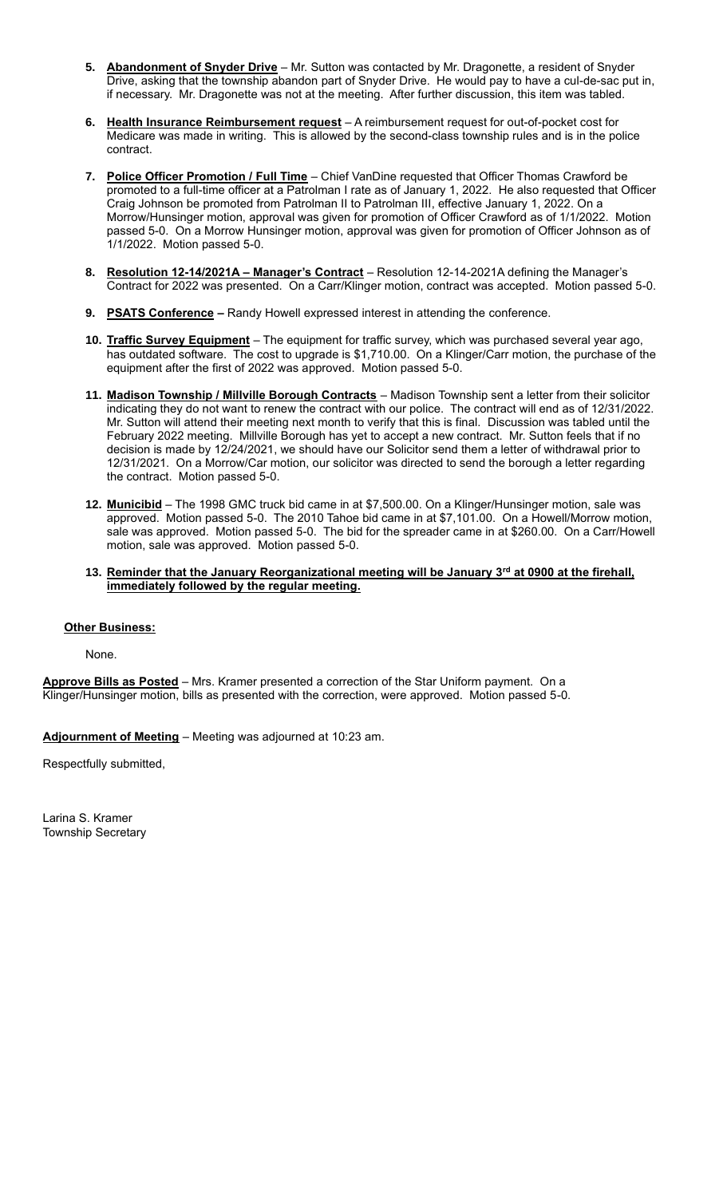5. **Abandonment of Snyder Drive** – Mr. Sutton was contacted by Mr. Dragonette, a resident of Snyder Drive, asking that the township abandon part of Snyder Drive. He would pay to have a cul-de-sac put in, if necessary. Mr. Dragonette was not at the meeting. After further discussion, this item was tabled.

6. **Health Insurance Reimbursement request** – A reimbursement request for out-of-pocket cost for Medicare was made in writing. This is allowed by the second-class township rules and is in the police contract.

7. **Police Officer Promotion / Full Time** – Chief VanDine requested that Officer Thomas Crawford be promoted to a full-time officer at a Patrolman I rate as of January 1, 2022. He also requested that Officer Craig Johnson be promoted from Patrolman II to Patrolman III, effective January 1, 2022. On a Morrow/Hunsinger motion, approval was given for promotion of Officer Crawford as of 1/1/2022. Motion passed 5-0. On a Morrow Hunsinger motion, approval was given for promotion of Officer Johnson as of 1/1/2022. Motion passed 5-0.

8. **Resolution 12-14/2021A – Manager's Contract** – Resolution 12-14-2021A defining the Manager's Contract for 2022 was presented. On a Carr/Klinger motion, contract was accepted. Motion passed 5-0.

9. **PSATS Conference –** Randy Howell expressed interest in attending the conference.

10. **Traffic Survey Equipment** – The equipment for traffic survey, which was purchased several year ago, has outdated software. The cost to upgrade is $1,710.00. On a Klinger/Carr motion, the purchase of the equipment after the first of 2022 was approved. Motion passed 5-0.

11. **Madison Township / Millville Borough Contracts** – Madison Township sent a letter from their solicitor indicating they do not want to renew the contract with our police. The contract will end as of 12/31/2022. Mr. Sutton will attend their meeting next month to verify that this is final. Discussion was tabled until the February 2022 meeting. Millville Borough has yet to accept a new contract. Mr. Sutton feels that if no decision is made by 12/24/2021, we should have our Solicitor send them a letter of withdrawal prior to 12/31/2021. On a Morrow/Car motion, our solicitor was directed to send the borough a letter regarding the contract. Motion passed 5-0.

12. **Municibid** – The 1998 GMC truck bid came in at $7,500.00. On a Klinger/Hunsinger motion, sale was approved. Motion passed 5-0. The 2010 Tahoe bid came in at $7,101.00. On a Howell/Morrow motion, sale was approved. Motion passed 5-0. The bid for the spreader came in at $260.00. On a Carr/Howell motion, sale was approved. Motion passed 5-0.

13. **Reminder that the January Reorganizational meeting will be January 3rd at 0900 at the firehall, immediately followed by the regular meeting.**

**Other Business:**

None.

**Approve Bills as Posted** – Mrs. Kramer presented a correction of the Star Uniform payment. On a Klinger/Hunsinger motion, bills as presented with the correction, were approved. Motion passed 5-0.

**Adjournment of Meeting** – Meeting was adjourned at 10:23 am.

Respectfully submitted,

Larina S. Kramer
Township Secretary